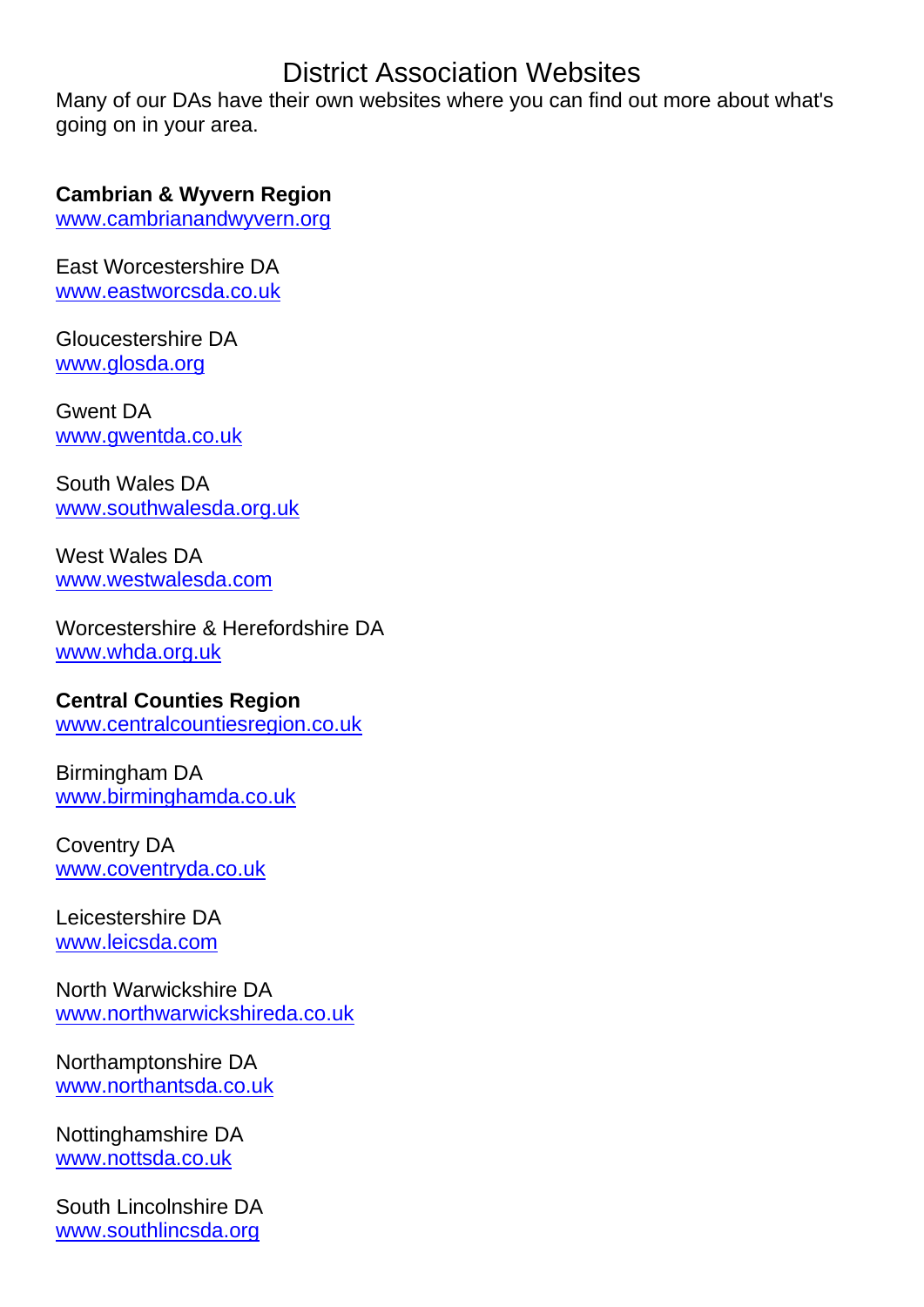# District Association Websites

Many of our DAs have their own websites where you can find out more about what's going on in your area.

**Cambrian & Wyvern Region**
www.cambrianandwyvern.org

East Worcestershire DA
www.eastworcsda.co.uk

Gloucestershire DA
www.glosda.org

Gwent DA
www.gwentda.co.uk

South Wales DA
www.southwalesda.org.uk

West Wales DA
www.westwalesda.com

Worcestershire & Herefordshire DA
www.whda.org.uk

**Central Counties Region**
www.centralcountiesregion.co.uk

Birmingham DA
www.birminghamda.co.uk

Coventry DA
www.coventryda.co.uk

Leicestershire DA
www.leicsda.com

North Warwickshire DA
www.northwarwickshireda.co.uk

Northamptonshire DA
www.northantsda.co.uk

Nottinghamshire DA
www.nottsda.co.uk

South Lincolnshire DA
www.southlincsda.org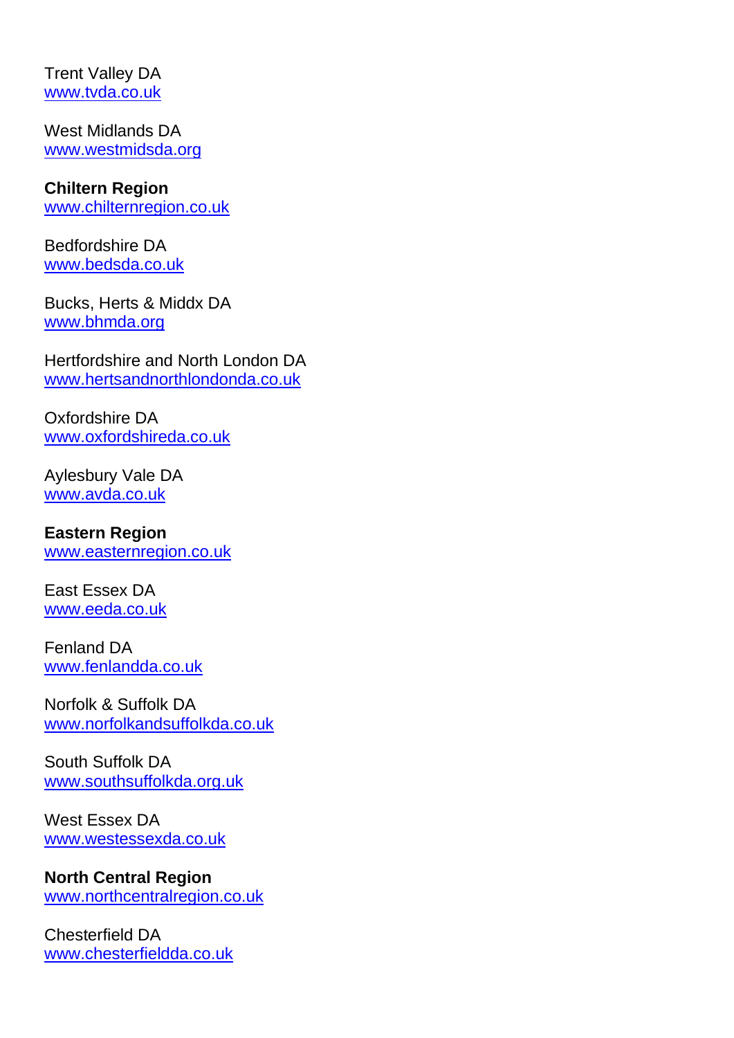Trent Valley DA
www.tvda.co.uk

West Midlands DA
www.westmidsda.org

**Chiltern Region**
www.chilternregion.co.uk

Bedfordshire DA
www.bedsda.co.uk

Bucks, Herts & Middx DA
www.bhmda.org

Hertfordshire and North London DA
www.hertsandnorthlondonda.co.uk

Oxfordshire DA
www.oxfordshireda.co.uk

Aylesbury Vale DA
www.avda.co.uk

**Eastern Region**
www.easternregion.co.uk

East Essex DA
www.eeda.co.uk

Fenland DA
www.fenlandda.co.uk

Norfolk & Suffolk DA
www.norfolkandsuffolkda.co.uk

South Suffolk DA
www.southsuffolkda.org.uk

West Essex DA
www.westessexda.co.uk

**North Central Region**
www.northcentralregion.co.uk

Chesterfield DA
www.chesterfieldda.co.uk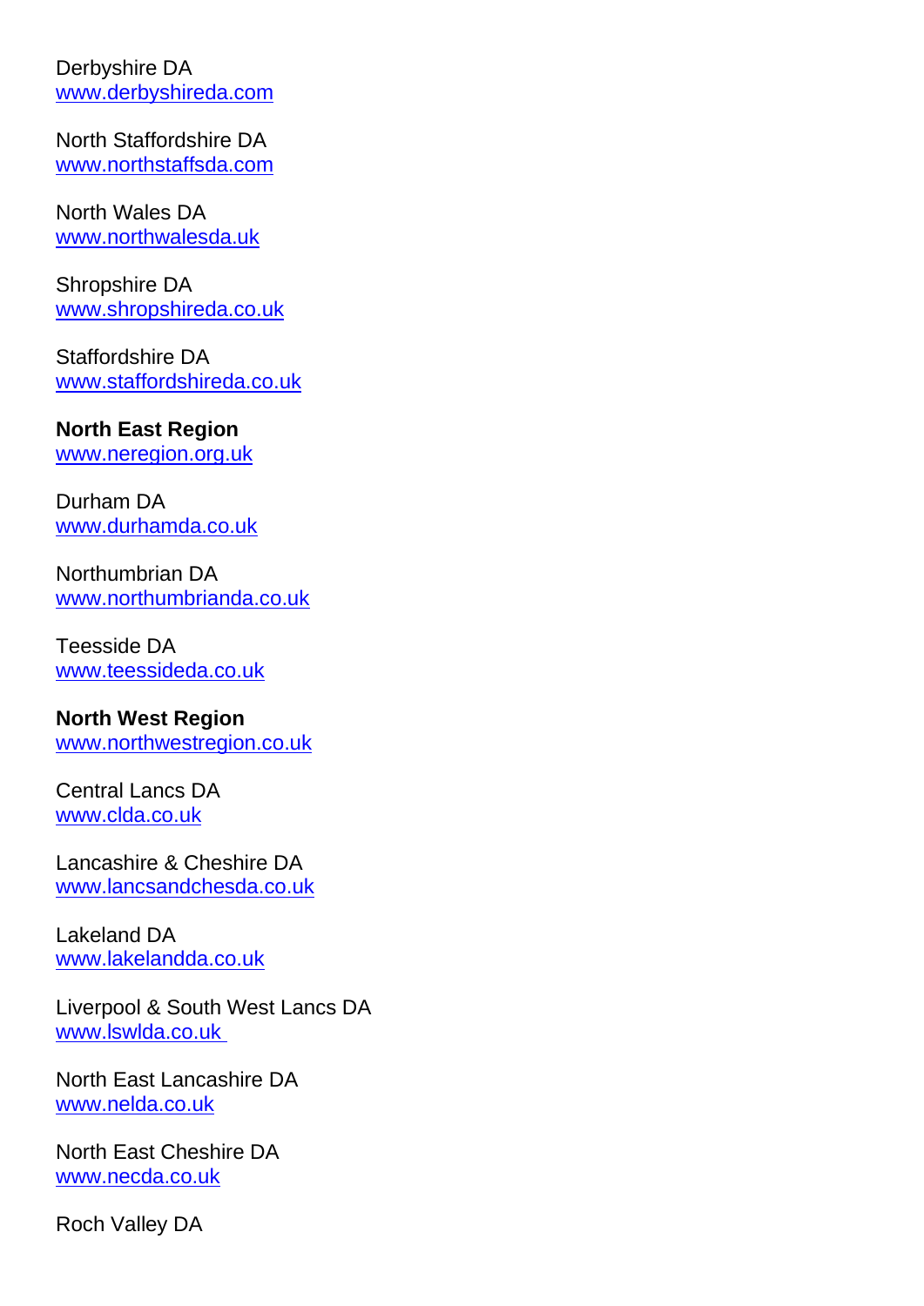Derbyshire DA
www.derbyshireda.com

North Staffordshire DA
www.northstaffsda.com

North Wales DA
www.northwalesda.uk

Shropshire DA
www.shropshireda.co.uk

Staffordshire DA
www.staffordshireda.co.uk

**North East Region**
www.neregion.org.uk

Durham DA
www.durhamda.co.uk

Northumbrian DA
www.northumbrianda.co.uk

Teesside DA
www.teessideda.co.uk

**North West Region**
www.northwestregion.co.uk

Central Lancs DA
www.clda.co.uk

Lancashire & Cheshire DA
www.lancsandchesda.co.uk

Lakeland DA
www.lakelandda.co.uk

Liverpool & South West Lancs DA
www.lswlda.co.uk

North East Lancashire DA
www.nelda.co.uk

North East Cheshire DA
www.necda.co.uk

Roch Valley DA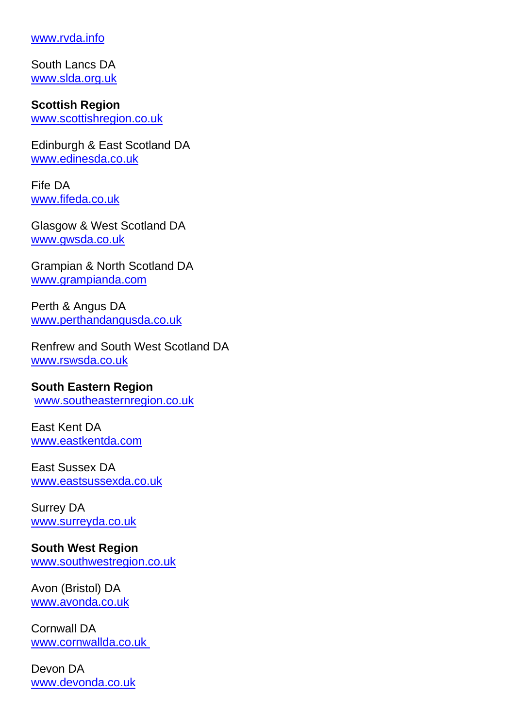www.rvda.info

South Lancs DA
www.slda.org.uk

**Scottish Region**
www.scottishregion.co.uk

Edinburgh & East Scotland DA
www.edinesda.co.uk

Fife DA
www.fifeda.co.uk

Glasgow & West Scotland DA
www.gwsda.co.uk

Grampian & North Scotland DA
www.grampianda.com

Perth & Angus DA
www.perthandangusda.co.uk

Renfrew and South West Scotland DA
www.rswsda.co.uk

**South Eastern Region**
www.southeasternregion.co.uk

East Kent DA
www.eastkentda.com

East Sussex DA
www.eastsussexda.co.uk

Surrey DA
www.surreyda.co.uk

**South West Region**
www.southwestregion.co.uk

Avon (Bristol) DA
www.avonda.co.uk

Cornwall DA
www.cornwallda.co.uk

Devon DA
www.devonda.co.uk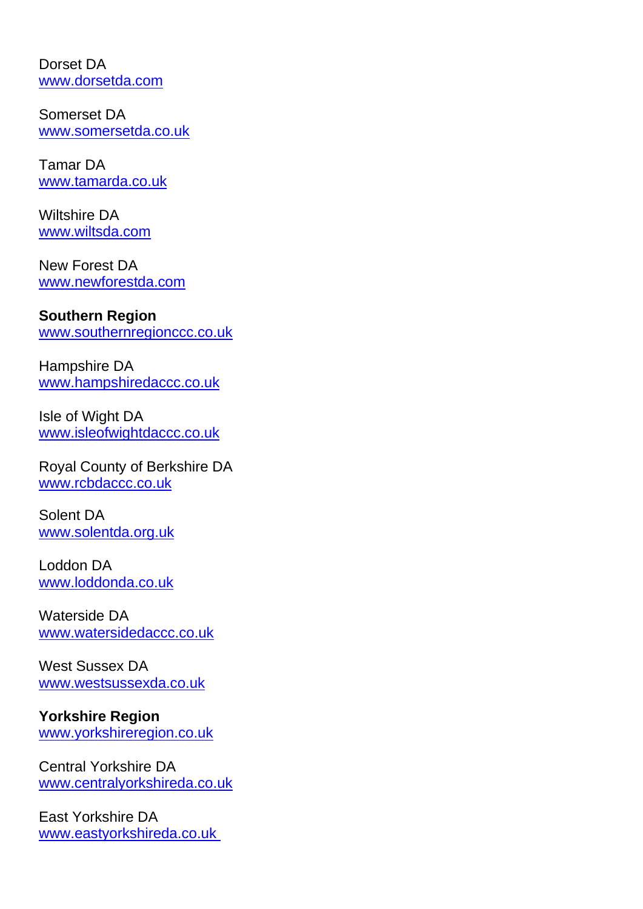Dorset DA
www.dorsetda.com

Somerset DA
www.somersetda.co.uk

Tamar DA
www.tamarda.co.uk

Wiltshire DA
www.wiltsda.com

New Forest DA
www.newforestda.com

**Southern Region**
www.southernregionccc.co.uk

Hampshire DA
www.hampshiredaccc.co.uk

Isle of Wight DA
www.isleofwightdaccc.co.uk

Royal County of Berkshire DA
www.rcbdaccc.co.uk

Solent DA
www.solentda.org.uk

Loddon DA
www.loddonda.co.uk

Waterside DA
www.watersidedaccc.co.uk

West Sussex DA
www.westsussexda.co.uk

**Yorkshire Region**
www.yorkshireregion.co.uk

Central Yorkshire DA
www.centralyorkshireda.co.uk

East Yorkshire DA
www.eastyorkshireda.co.uk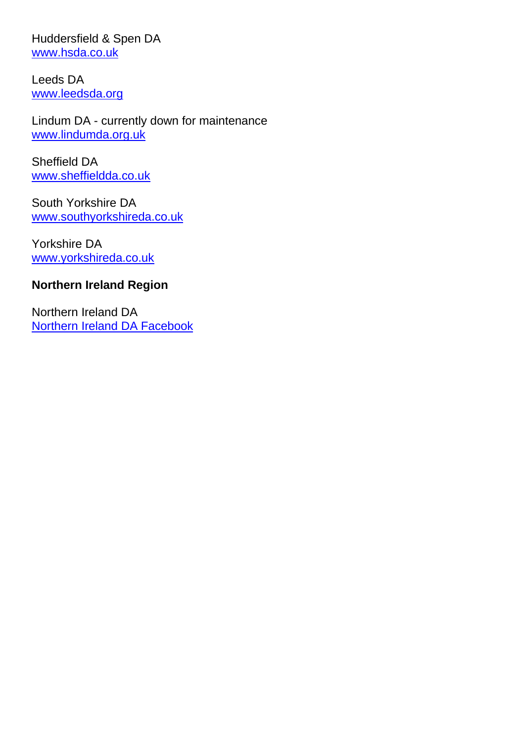Huddersfield & Spen DA
www.hsda.co.uk

Leeds DA
www.leedsda.org

Lindum DA - currently down for maintenance
www.lindumda.org.uk

Sheffield DA
www.sheffieldda.co.uk

South Yorkshire DA
www.southyorkshireda.co.uk

Yorkshire DA
www.yorkshireda.co.uk

**Northern Ireland Region**

Northern Ireland DA
Northern Ireland DA Facebook